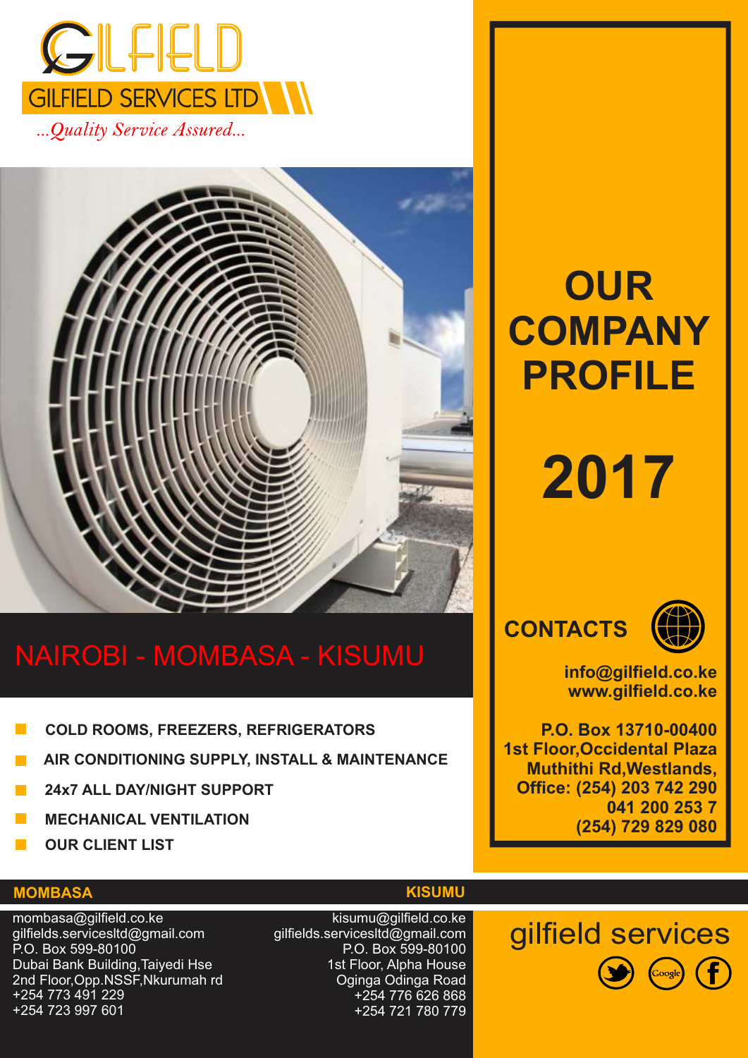# GILFIELD

## GILFIELD SERVICES LTD

*...Quality Service Assured...*

# OUR COMPANY PROFILE

# 2017

## NAIROBI - MOMBASA - KISUMU

- **COLD ROOMS, FREEZERS, REFRIGERATORS**
- **AIR CONDITIONING SUPPLY, INSTALL & MAINTENANCE**
- **24x7 ALL DAY/NIGHT SUPPORT**
- **MECHANICAL VENTILATION**
- **OUR CLIENT LIST**

## CONTACTS

**info@gilfield.co.ke**
**www.gilfield.co.ke**

**P.O. Box 13710-00400**
**1st Floor,Occidental Plaza**
**Muthithi Rd,Westlands,**
**Office: (254) 203 742 290**
**041 200 253 7**
**(254) 729 829 080**

### MOMBASA

mombasa@gilfield.co.ke
gilfields.servicesltd@gmail.com
P.O. Box 599-80100
Dubai Bank Building,Taiyedi Hse
2nd Floor,Opp.NSSF,Nkurumah rd
+254 773 491 229
+254 723 997 601

### KISUMU

kisumu@gilfield.co.ke
gilfields.servicesltd@gmail.com
P.O. Box 599-80100
1st Floor, Alpha House
Oginga Odinga Road
+254 776 626 868
+254 721 780 779

gilfield services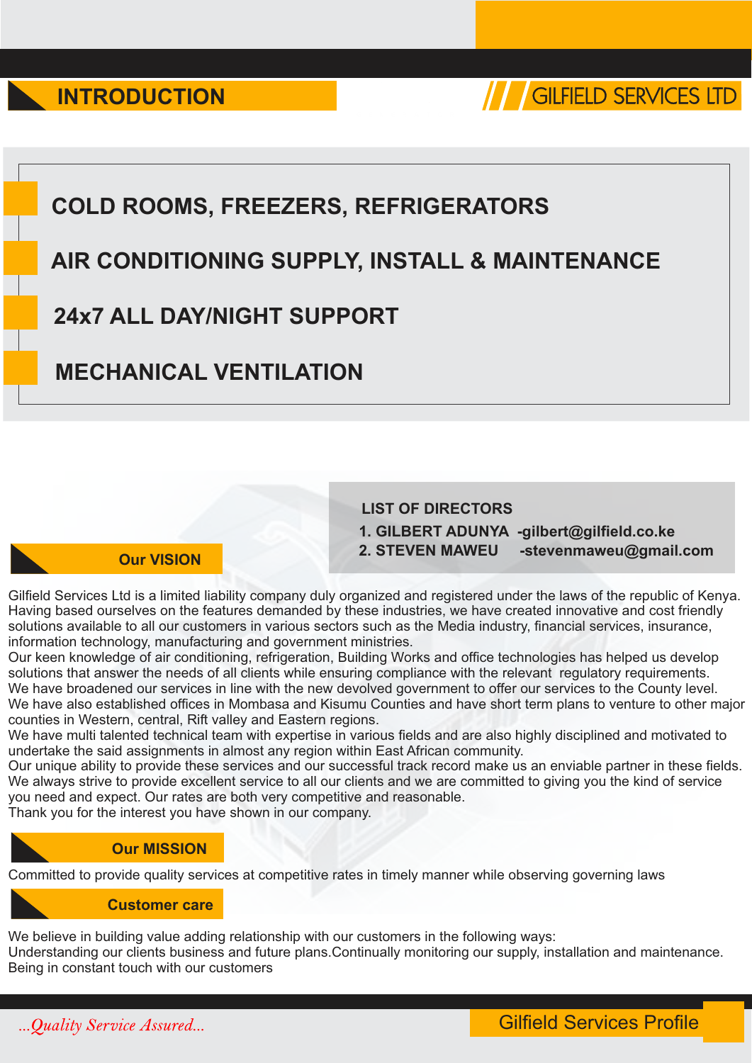## INTRODUCTION

GILFIELD SERVICES LTD

- **COLD ROOMS, FREEZERS, REFRIGERATORS**
- **AIR CONDITIONING SUPPLY, INSTALL & MAINTENANCE**
- **24x7 ALL DAY/NIGHT SUPPORT**
- **MECHANICAL VENTILATION**

**LIST OF DIRECTORS**

1. **GILBERT ADUNYA -gilbert@gilfield.co.ke**
2. **STEVEN MAWEU -stevenmaweu@gmail.com**

## Our VISION

Gilfield Services Ltd is a limited liability company duly organized and registered under the laws of the republic of Kenya. Having based ourselves on the features demanded by these industries, we have created innovative and cost friendly solutions available to all our customers in various sectors such as the Media industry, financial services, insurance, information technology, manufacturing and government ministries.
Our keen knowledge of air conditioning, refrigeration, Building Works and office technologies has helped us develop solutions that answer the needs of all clients while ensuring compliance with the relevant regulatory requirements.
We have broadened our services in line with the new devolved government to offer our services to the County level.
We have also established offices in Mombasa and Kisumu Counties and have short term plans to venture to other major counties in Western, central, Rift valley and Eastern regions.
We have multi talented technical team with expertise in various fields and are also highly disciplined and motivated to undertake the said assignments in almost any region within East African community.
Our unique ability to provide these services and our successful track record make us an enviable partner in these fields.
We always strive to provide excellent service to all our clients and we are committed to giving you the kind of service you need and expect. Our rates are both very competitive and reasonable.
Thank you for the interest you have shown in our company.

## Our MISSION

Committed to provide quality services at competitive rates in timely manner while observing governing laws

## Customer care

We believe in building value adding relationship with our customers in the following ways:
Understanding our clients business and future plans.Continually monitoring our supply, installation and maintenance.
Being in constant touch with our customers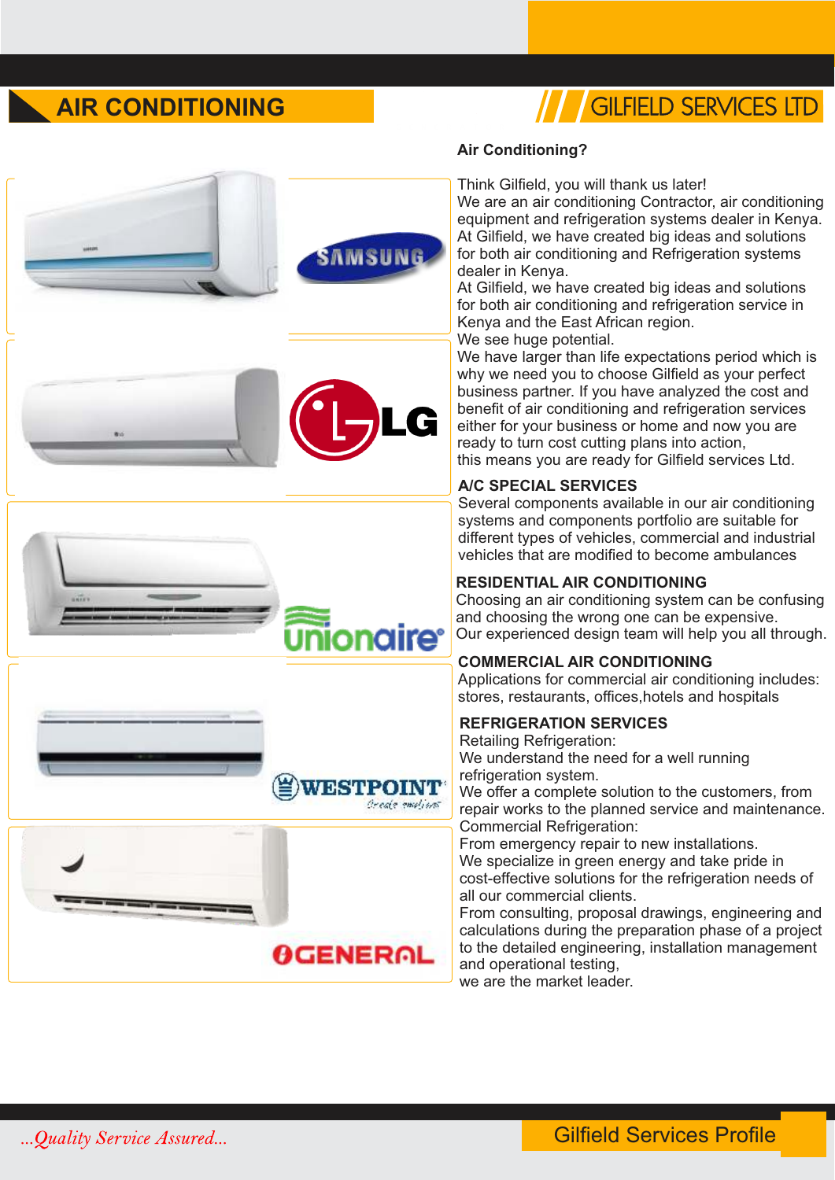# AIR CONDITIONING

## GILFIELD SERVICES LTD

**Air Conditioning?**

Think Gilfield, you will thank us later!
We are an air conditioning Contractor, air conditioning equipment and refrigeration systems dealer in Kenya.
At Gilfield, we have created big ideas and solutions for both air conditioning and Refrigeration systems dealer in Kenya.
At Gilfield, we have created big ideas and solutions for both air conditioning and refrigeration service in Kenya and the East African region.
We see huge potential.
We have larger than life expectations period which is why we need you to choose Gilfield as your perfect business partner. If you have analyzed the cost and benefit of air conditioning and refrigeration services either for your business or home and now you are ready to turn cost cutting plans into action,
this means you are ready for Gilfield services Ltd.

### A/C SPECIAL SERVICES

Several components available in our air conditioning systems and components portfolio are suitable for different types of vehicles, commercial and industrial vehicles that are modified to become ambulances

### RESIDENTIAL AIR CONDITIONING

Choosing an air conditioning system can be confusing and choosing the wrong one can be expensive.
Our experienced design team will help you all through.

### COMMERCIAL AIR CONDITIONING

Applications for commercial air conditioning includes: stores, restaurants, offices,hotels and hospitals

### REFRIGERATION SERVICES

Retailing Refrigeration:
We understand the need for a well running refrigeration system.
We offer a complete solution to the customers, from repair works to the planned service and maintenance.
Commercial Refrigeration:
From emergency repair to new installations.
We specialize in green energy and take pride in cost-effective solutions for the refrigeration needs of all our commercial clients.
From consulting, proposal drawings, engineering and calculations during the preparation phase of a project to the detailed engineering, installation management and operational testing,
we are the market leader.

SAMSUNG

LG

unionaire

WESTPOINT

GENERAL

*...Quality Service Assured...*

Gilfield Services Profile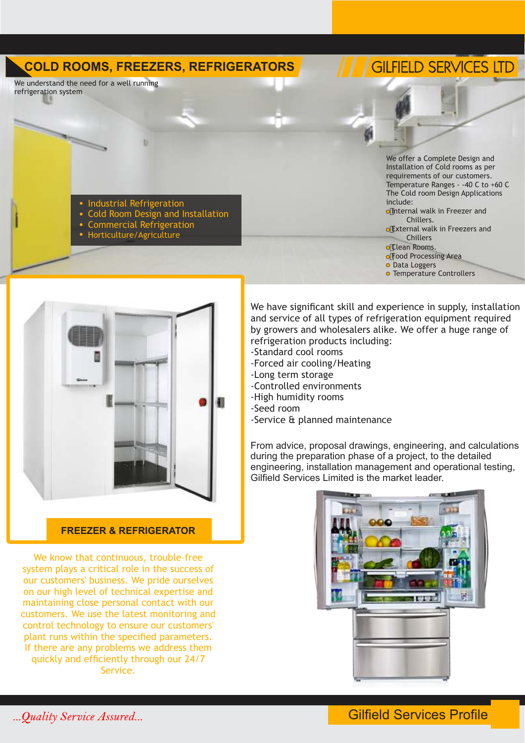# COLD ROOMS, FREEZERS, REFRIGERATORS

## GILFIELD SERVICES LTD

We understand the need for a well running refrigeration system

- Industrial Refrigeration
- Cold Room Design and Installation
- Commercial Refrigeration
- Horticulture/Agriculture

We offer a Complete Design and Installation of Cold rooms as per requirements of our customers.
Temperature Ranges - -40 C to +60 C
The Cold room Design Applications include:

- Internal walk in Freezer and Chillers.
- External walk in Freezers and Chillers
- Clean Rooms.
- Food Processing Area
- Data Loggers
- Temperature Controllers

**FREEZER & REFRIGERATOR**

We know that continuous, trouble-free system plays a critical role in the success of our customers' business. We pride ourselves on our high level of technical expertise and maintaining close personal contact with our customers. We use the latest monitoring and control technology to ensure our customers' plant runs within the specified parameters. If there are any problems we address them quickly and efficiently through our 24/7 Service.

We have significant skill and experience in supply, installation and service of all types of refrigeration equipment required by growers and wholesalers alike. We offer a huge range of refrigeration products including:

-Standard cool rooms
-Forced air cooling/Heating
-Long term storage
-Controlled environments
-High humidity rooms
-Seed room
-Service & planned maintenance

From advice, proposal drawings, engineering, and calculations during the preparation phase of a project, to the detailed engineering, installation management and operational testing, Gilfield Services Limited is the market leader.

*...Quality Service Assured...*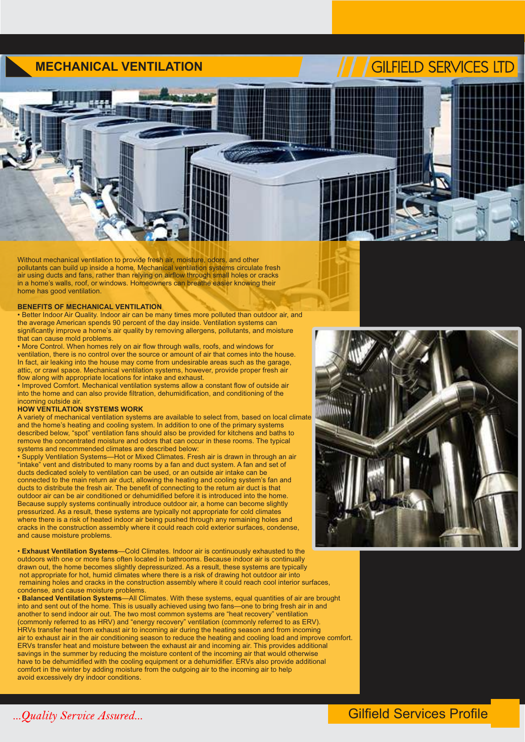# MECHANICAL VENTILATION

Without mechanical ventilation to provide fresh air, moisture, odors, and other pollutants can build up inside a home. Mechanical ventilation systems circulate fresh air using ducts and fans, rather than relying on airflow through small holes or cracks in a home's walls, roof, or windows. Homeowners can breathe easier knowing their home has good ventilation.

## BENEFITS OF MECHANICAL VENTILATION

- Better Indoor Air Quality. Indoor air can be many times more polluted than outdoor air, and the average American spends 90 percent of the day inside. Ventilation systems can significantly improve a home's air quality by removing allergens, pollutants, and moisture that can cause mold problems.
- More Control. When homes rely on air flow through walls, roofs, and windows for ventilation, there is no control over the source or amount of air that comes into the house. In fact, air leaking into the house may come from undesirable areas such as the garage, attic, or crawl space. Mechanical ventilation systems, however, provide proper fresh air flow along with appropriate locations for intake and exhaust.
- Improved Comfort. Mechanical ventilation systems allow a constant flow of outside air into the home and can also provide filtration, dehumidification, and conditioning of the incoming outside air.

## HOW VENTILATION SYSTEMS WORK

A variety of mechanical ventilation systems are available to select from, based on local climate and the home's heating and cooling system. In addition to one of the primary systems described below, "spot" ventilation fans should also be provided for kitchens and baths to remove the concentrated moisture and odors that can occur in these rooms. The typical systems and recommended climates are described below:

- Supply Ventilation Systems—Hot or Mixed Climates. Fresh air is drawn in through an air "intake" vent and distributed to many rooms by a fan and duct system. A fan and set of ducts dedicated solely to ventilation can be used, or an outside air intake can be connected to the main return air duct, allowing the heating and cooling system's fan and ducts to distribute the fresh air. The benefit of connecting to the return air duct is that outdoor air can be air conditioned or dehumidified before it is introduced into the home. Because supply systems continually introduce outdoor air, a home can become slightly pressurized. As a result, these systems are typically not appropriate for cold climates where there is a risk of heated indoor air being pushed through any remaining holes and cracks in the construction assembly where it could reach cold exterior surfaces, condense, and cause moisture problems.

- **Exhaust Ventilation Systems**—Cold Climates. Indoor air is continuously exhausted to the outdoors with one or more fans often located in bathrooms. Because indoor air is continually drawn out, the home becomes slightly depressurized. As a result, these systems are typically not appropriate for hot, humid climates where there is a risk of drawing hot outdoor air into remaining holes and cracks in the construction assembly where it could reach cool interior surfaces, condense, and cause moisture problems.
- **Balanced Ventilation Systems**—All Climates. With these systems, equal quantities of air are brought into and sent out of the home. This is usually achieved using two fans—one to bring fresh air in and another to send indoor air out. The two most common systems are "heat recovery" ventilation (commonly referred to as HRV) and "energy recovery" ventilation (commonly referred to as ERV). HRVs transfer heat from exhaust air to incoming air during the heating season and from incoming air to exhaust air in the air conditioning season to reduce the heating and cooling load and improve comfort. ERVs transfer heat and moisture between the exhaust air and incoming air. This provides additional savings in the summer by reducing the moisture content of the incoming air that would otherwise have to be dehumidified with the cooling equipment or a dehumidifier. ERVs also provide additional comfort in the winter by adding moisture from the outgoing air to the incoming air to help avoid excessively dry indoor conditions.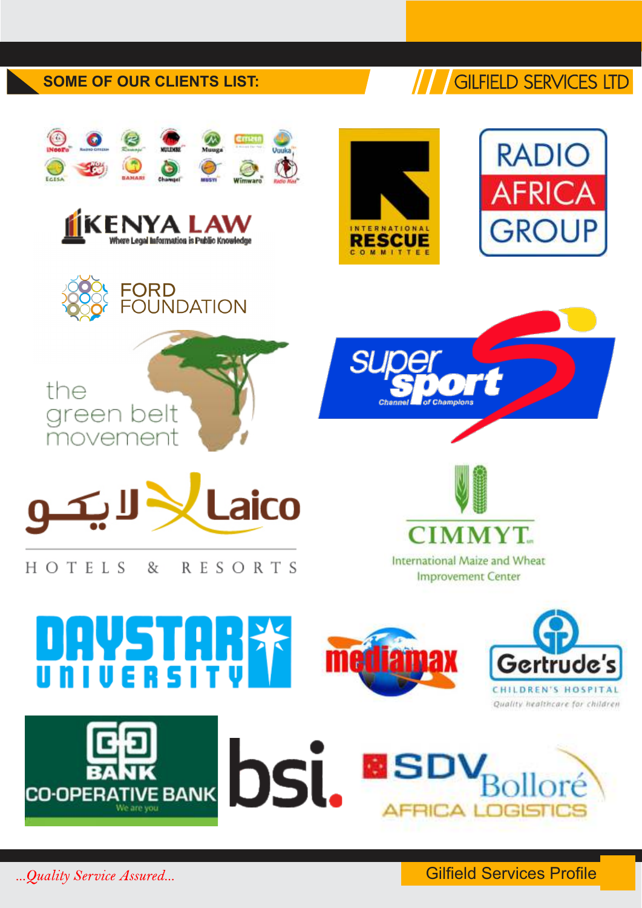## SOME OF OUR CLIENTS LIST:

GILFIELD SERVICES LTD

KENYA LAW
Where Legal Information is Public Knowledge

INTERNATIONAL RESCUE COMMITTEE

RADIO AFRICA GROUP

FORD FOUNDATION

the green belt movement

super sport
Channel of Champions

لايكو Laico
HOTELS & RESORTS

CIMMYT
International Maize and Wheat Improvement Center

DAYSTAR UNIVERSITY

mediamax

Gertrude's
CHILDREN'S HOSPITAL
Quality healthcare for children

CO-OPERATIVE BANK
We are you

bsi.

SDV Bolloré
AFRICA LOGISTICS

*...Quality Service Assured...*